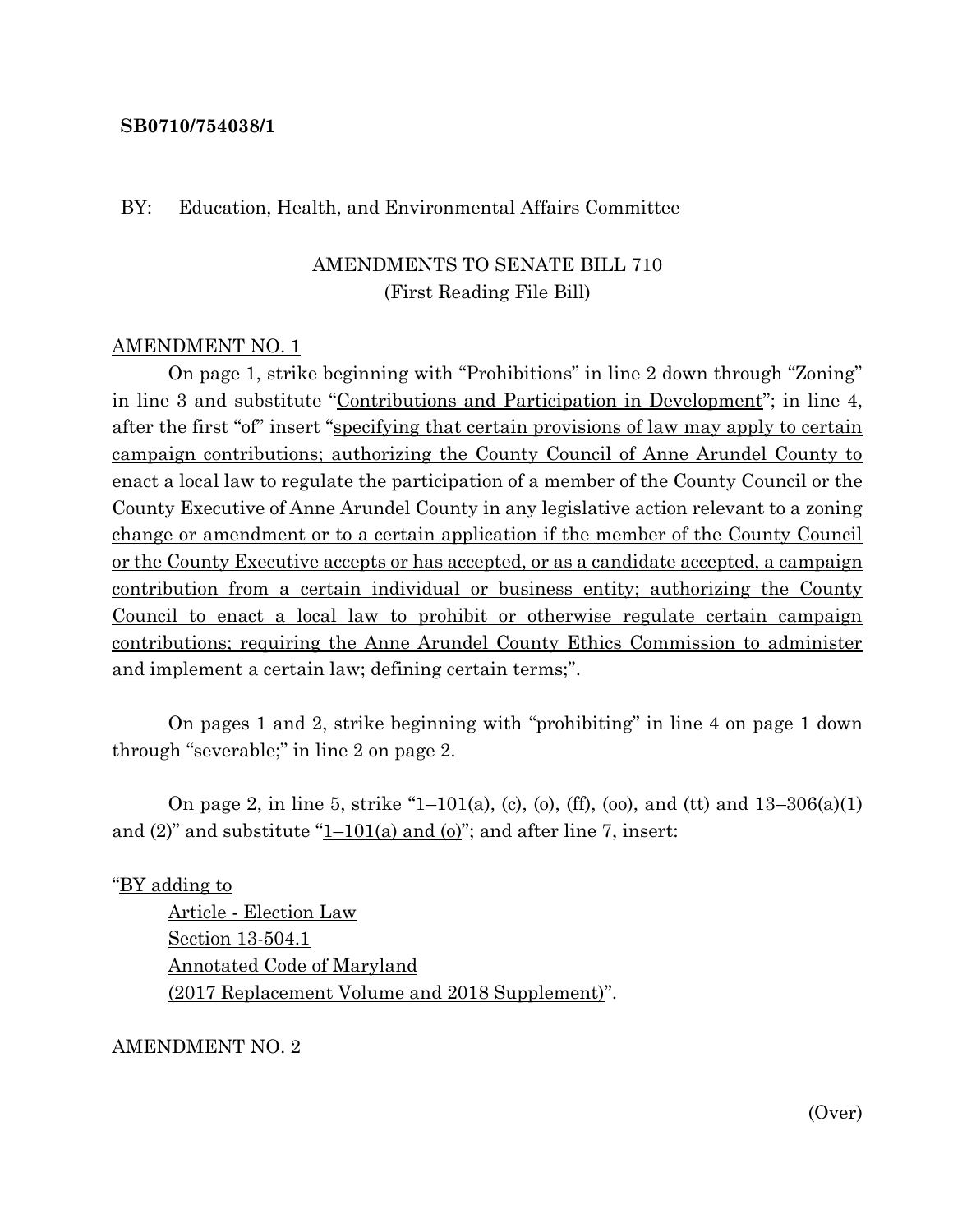**SB0710/754038/1**

BY: Education, Health, and Environmental Affairs Committee

AMENDMENTS TO SENATE BILL 710
(First Reading File Bill)

AMENDMENT NO. 1

On page 1, strike beginning with "Prohibitions" in line 2 down through "Zoning" in line 3 and substitute "Contributions and Participation in Development"; in line 4, after the first "of" insert "specifying that certain provisions of law may apply to certain campaign contributions; authorizing the County Council of Anne Arundel County to enact a local law to regulate the participation of a member of the County Council or the County Executive of Anne Arundel County in any legislative action relevant to a zoning change or amendment or to a certain application if the member of the County Council or the County Executive accepts or has accepted, or as a candidate accepted, a campaign contribution from a certain individual or business entity; authorizing the County Council to enact a local law to prohibit or otherwise regulate certain campaign contributions; requiring the Anne Arundel County Ethics Commission to administer and implement a certain law; defining certain terms;".

On pages 1 and 2, strike beginning with "prohibiting" in line 4 on page 1 down through "severable;" in line 2 on page 2.

On page 2, in line 5, strike "1–101(a), (c), (o), (ff), (oo), and (tt) and 13–306(a)(1) and (2)" and substitute "1–101(a) and (o)"; and after line 7, insert:

"BY adding to
Article - Election Law
Section 13-504.1
Annotated Code of Maryland
(2017 Replacement Volume and 2018 Supplement)".

AMENDMENT NO. 2

(Over)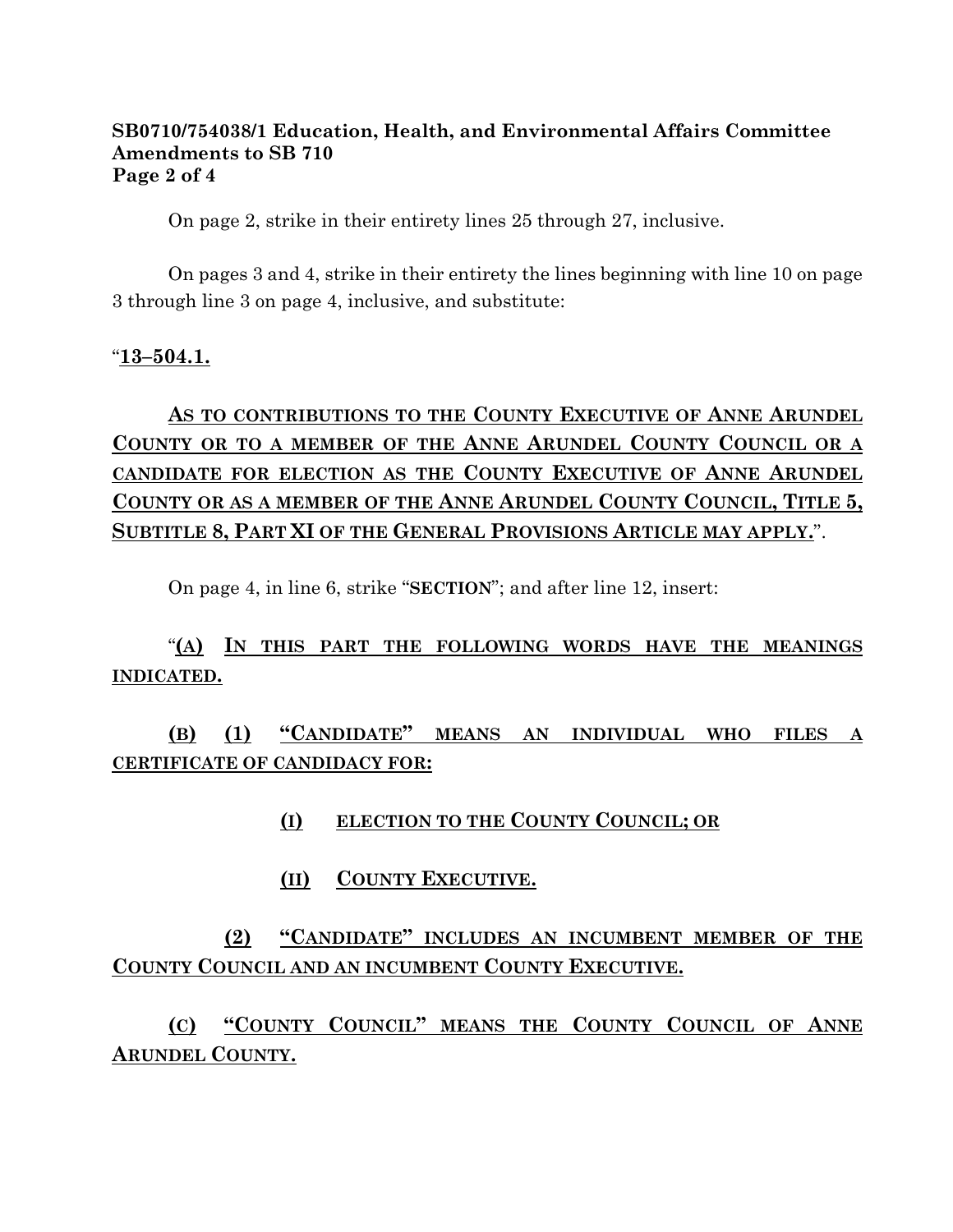On page 2, strike in their entirety lines 25 through 27, inclusive.

On pages 3 and 4, strike in their entirety the lines beginning with line 10 on page 3 through line 3 on page 4, inclusive, and substitute:

"**13–504.1.**

**AS TO CONTRIBUTIONS TO THE COUNTY EXECUTIVE OF ANNE ARUNDEL COUNTY OR TO A MEMBER OF THE ANNE ARUNDEL COUNTY COUNCIL OR A CANDIDATE FOR ELECTION AS THE COUNTY EXECUTIVE OF ANNE ARUNDEL COUNTY OR AS A MEMBER OF THE ANNE ARUNDEL COUNTY COUNCIL, TITLE 5, SUBTITLE 8, PART XI OF THE GENERAL PROVISIONS ARTICLE MAY APPLY.**".

On page 4, in line 6, strike "**SECTION**"; and after line 12, insert:

"**(A) IN THIS PART THE FOLLOWING WORDS HAVE THE MEANINGS INDICATED.**

**(B) (1) "CANDIDATE" MEANS AN INDIVIDUAL WHO FILES A CERTIFICATE OF CANDIDACY FOR:**

**(I) ELECTION TO THE COUNTY COUNCIL; OR**

**(II) COUNTY EXECUTIVE.**

**(2) "CANDIDATE" INCLUDES AN INCUMBENT MEMBER OF THE COUNTY COUNCIL AND AN INCUMBENT COUNTY EXECUTIVE.**

**(C) "COUNTY COUNCIL" MEANS THE COUNTY COUNCIL OF ANNE ARUNDEL COUNTY.**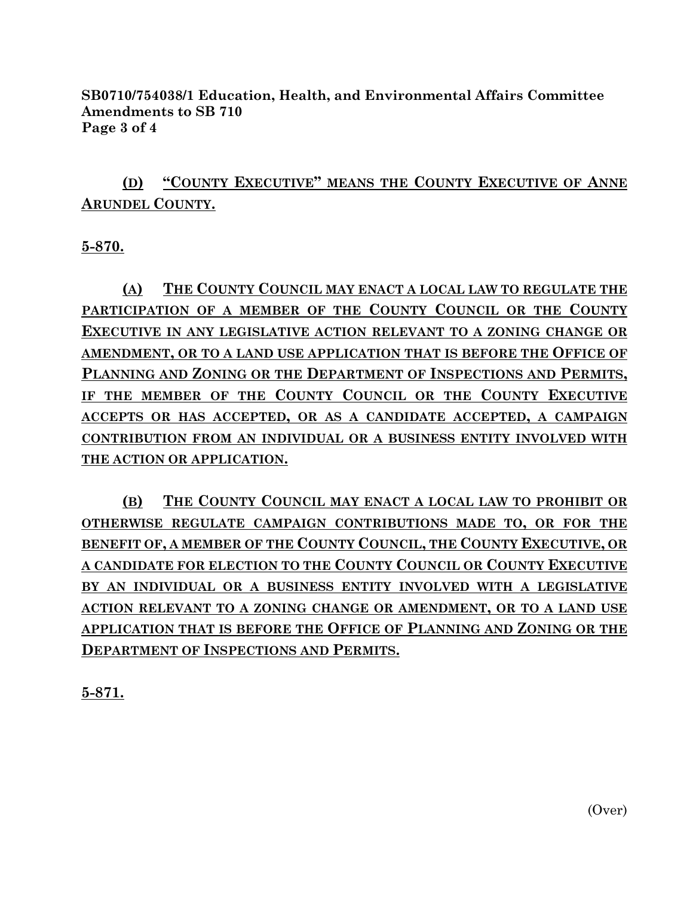(D) “COUNTY EXECUTIVE” MEANS THE COUNTY EXECUTIVE OF ANNE ARUNDEL COUNTY.

**5-870.**

(A) THE COUNTY COUNCIL MAY ENACT A LOCAL LAW TO REGULATE THE PARTICIPATION OF A MEMBER OF THE COUNTY COUNCIL OR THE COUNTY EXECUTIVE IN ANY LEGISLATIVE ACTION RELEVANT TO A ZONING CHANGE OR AMENDMENT, OR TO A LAND USE APPLICATION THAT IS BEFORE THE OFFICE OF PLANNING AND ZONING OR THE DEPARTMENT OF INSPECTIONS AND PERMITS, IF THE MEMBER OF THE COUNTY COUNCIL OR THE COUNTY EXECUTIVE ACCEPTS OR HAS ACCEPTED, OR AS A CANDIDATE ACCEPTED, A CAMPAIGN CONTRIBUTION FROM AN INDIVIDUAL OR A BUSINESS ENTITY INVOLVED WITH THE ACTION OR APPLICATION.

(B) THE COUNTY COUNCIL MAY ENACT A LOCAL LAW TO PROHIBIT OR OTHERWISE REGULATE CAMPAIGN CONTRIBUTIONS MADE TO, OR FOR THE BENEFIT OF, A MEMBER OF THE COUNTY COUNCIL, THE COUNTY EXECUTIVE, OR A CANDIDATE FOR ELECTION TO THE COUNTY COUNCIL OR COUNTY EXECUTIVE BY AN INDIVIDUAL OR A BUSINESS ENTITY INVOLVED WITH A LEGISLATIVE ACTION RELEVANT TO A ZONING CHANGE OR AMENDMENT, OR TO A LAND USE APPLICATION THAT IS BEFORE THE OFFICE OF PLANNING AND ZONING OR THE DEPARTMENT OF INSPECTIONS AND PERMITS.

**5-871.**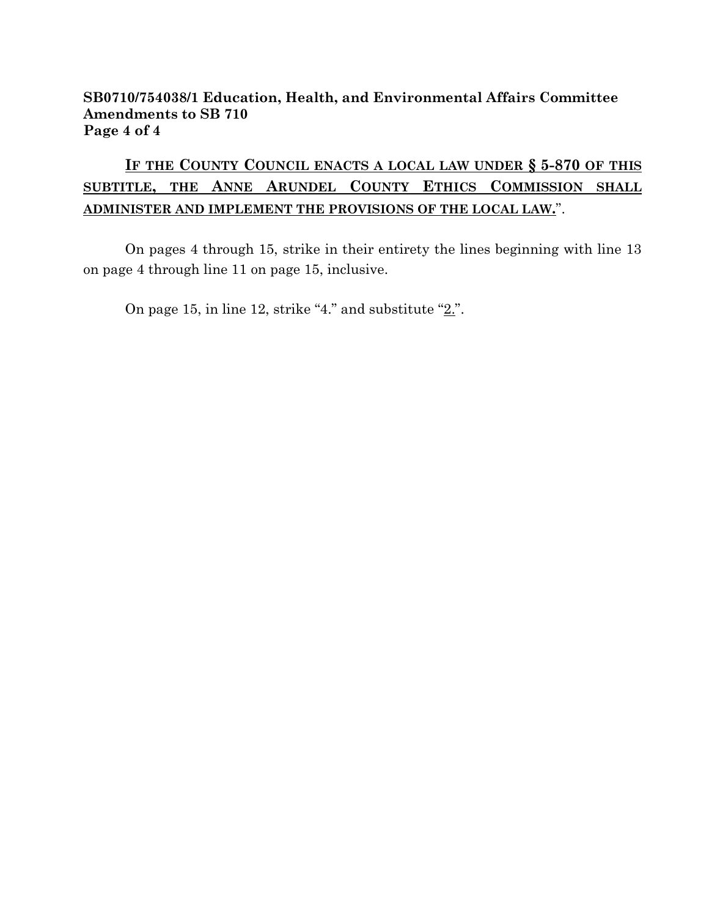IF THE COUNTY COUNCIL ENACTS A LOCAL LAW UNDER § 5-870 OF THIS SUBTITLE, THE ANNE ARUNDEL COUNTY ETHICS COMMISSION SHALL ADMINISTER AND IMPLEMENT THE PROVISIONS OF THE LOCAL LAW.".

On pages 4 through 15, strike in their entirety the lines beginning with line 13 on page 4 through line 11 on page 15, inclusive.

On page 15, in line 12, strike "4." and substitute "2.".